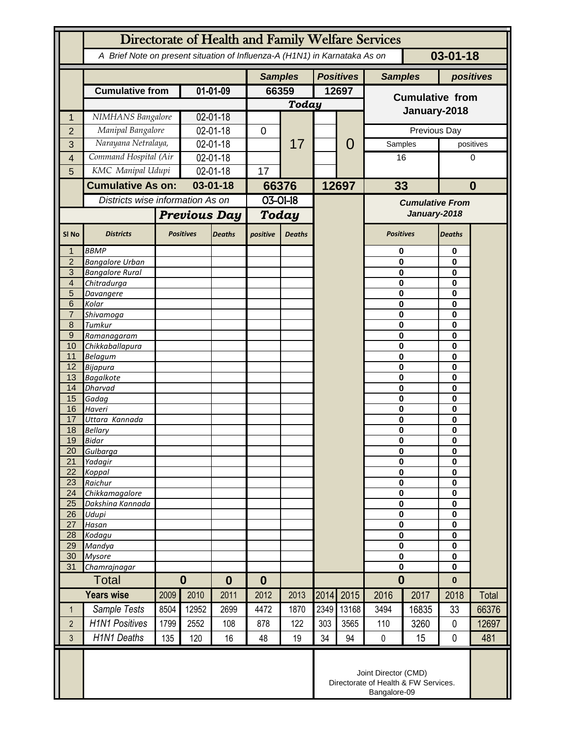# Directorate of Health and Family Welfare Services

*A Brief Note on present situation of Influenza-A (H1N1) in Karnataka As on* **03-01-18**

| | | | Samples | | Positives | | Samples | positives |
|---|---|---|---|---|---|---|---|---|
| | **Cumulative from** | **01-01-09** | **66359** | | **12697** | | **Cumulative from January-2018** | |
| | | | ***Today*** | | | | | |
| 1 | NIMHANS Bangalore | 02-01-18 | | 17 | | 0 | | |
| 2 | Manipal Bangalore | 02-01-18 | 0 | | | | Previous Day | |
| 3 | Narayana Netralaya, | 02-01-18 | | | | | Samples | positives |
| 4 | Command Hospital (Air | 02-01-18 | | | | | 16 | 0 |
| 5 | KMC Manipal Udupi | 02-01-18 | 17 | | | | | |
| | **Cumulative As on:** | **03-01-18** | **66376** | | **12697** | | **33** | **0** |

*Districts wise information As on* 03-01-18

| Sl No | Districts | Previous Day Positives | Previous Day Deaths | Today positive | Today Deaths | Cumulative From January-2018 Positives | Cumulative From January-2018 Deaths |
|---|---|---|---|---|---|---|---|
| 1 | BBMP | | | | | 0 | 0 |
| 2 | Bangalore Urban | | | | | 0 | 0 |
| 3 | Bangalore Rural | | | | | 0 | 0 |
| 4 | Chitradurga | | | | | 0 | 0 |
| 5 | Davangere | | | | | 0 | 0 |
| 6 | Kolar | | | | | 0 | 0 |
| 7 | Shivamoga | | | | | 0 | 0 |
| 8 | Tumkur | | | | | 0 | 0 |
| 9 | Ramanagaram | | | | | 0 | 0 |
| 10 | Chikkaballapura | | | | | 0 | 0 |
| 11 | Belagum | | | | | 0 | 0 |
| 12 | Bijapura | | | | | 0 | 0 |
| 13 | Bagalkote | | | | | 0 | 0 |
| 14 | Dharvad | | | | | 0 | 0 |
| 15 | Gadag | | | | | 0 | 0 |
| 16 | Haveri | | | | | 0 | 0 |
| 17 | Uttara Kannada | | | | | 0 | 0 |
| 18 | Bellary | | | | | 0 | 0 |
| 19 | Bidar | | | | | 0 | 0 |
| 20 | Gulbarga | | | | | 0 | 0 |
| 21 | Yadagir | | | | | 0 | 0 |
| 22 | Koppal | | | | | 0 | 0 |
| 23 | Raichur | | | | | 0 | 0 |
| 24 | Chikkamagalore | | | | | 0 | 0 |
| 25 | Dakshina Kannada | | | | | 0 | 0 |
| 26 | Udupi | | | | | 0 | 0 |
| 27 | Hasan | | | | | 0 | 0 |
| 28 | Kodagu | | | | | 0 | 0 |
| 29 | Mandya | | | | | 0 | 0 |
| 30 | Mysore | | | | | 0 | 0 |
| 31 | Chamrajnagar | | | | | 0 | 0 |
| | **Total** | **0** | **0** | **0** | | **0** | **0** |

| | Years wise | 2009 | 2010 | 2011 | 2012 | 2013 | 2014 | 2015 | 2016 | 2017 | 2018 | Total |
|---|---|---|---|---|---|---|---|---|---|---|---|---|
| 1 | Sample Tests | 8504 | 12952 | 2699 | 4472 | 1870 | 2349 | 13168 | 3494 | 16835 | 33 | 66376 |
| 2 | H1N1 Positives | 1799 | 2552 | 108 | 878 | 122 | 303 | 3565 | 110 | 3260 | 0 | 12697 |
| 3 | H1N1 Deaths | 135 | 120 | 16 | 48 | 19 | 34 | 94 | 0 | 15 | 0 | 481 |

Joint Director (CMD)
Directorate of Health & FW Services.
Bangalore-09